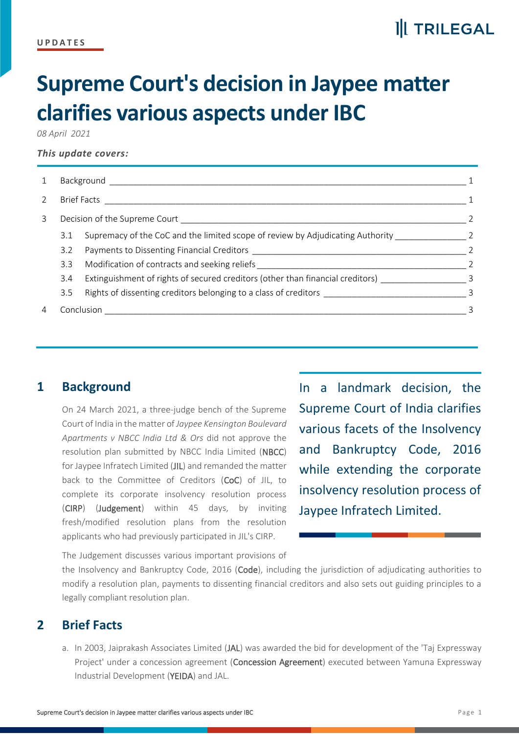UPDATES

# Supreme Court's decision in Jaypee matter clarifies various aspects under IBC

*08 April 2021*

***This update covers:***

| | | |
|---|---|---|
| 1 | Background | 1 |
| 2 | Brief Facts | 1 |
| 3 | Decision of the Supreme Court | 2 |
| 3.1 | Supremacy of the CoC and the limited scope of review by Adjudicating Authority | 2 |
| 3.2 | Payments to Dissenting Financial Creditors | 2 |
| 3.3 | Modification of contracts and seeking reliefs | 2 |
| 3.4 | Extinguishment of rights of secured creditors (other than financial creditors) | 3 |
| 3.5 | Rights of dissenting creditors belonging to a class of creditors | 3 |
| 4 | Conclusion | 3 |

In a landmark decision, the Supreme Court of India clarifies various facets of the Insolvency and Bankruptcy Code, 2016 while extending the corporate insolvency resolution process of Jaypee Infratech Limited.

## 1 Background

On 24 March 2021, a three-judge bench of the Supreme Court of India in the matter of *Jaypee Kensington Boulevard Apartments v NBCC India Ltd & Ors* did not approve the resolution plan submitted by NBCC India Limited (**NBCC**) for Jaypee Infratech Limited (**JIL**) and remanded the matter back to the Committee of Creditors (**CoC**) of JIL, to complete its corporate insolvency resolution process (**CIRP**) (**Judgement**) within 45 days, by inviting fresh/modified resolution plans from the resolution applicants who had previously participated in JIL's CIRP.

The Judgement discusses various important provisions of the Insolvency and Bankruptcy Code, 2016 (**Code**), including the jurisdiction of adjudicating authorities to modify a resolution plan, payments to dissenting financial creditors and also sets out guiding principles to a legally compliant resolution plan.

## 2 Brief Facts

a. In 2003, Jaiprakash Associates Limited (**JAL**) was awarded the bid for development of the 'Taj Expressway Project' under a concession agreement (**Concession Agreement**) executed between Yamuna Expressway Industrial Development (**YEIDA**) and JAL.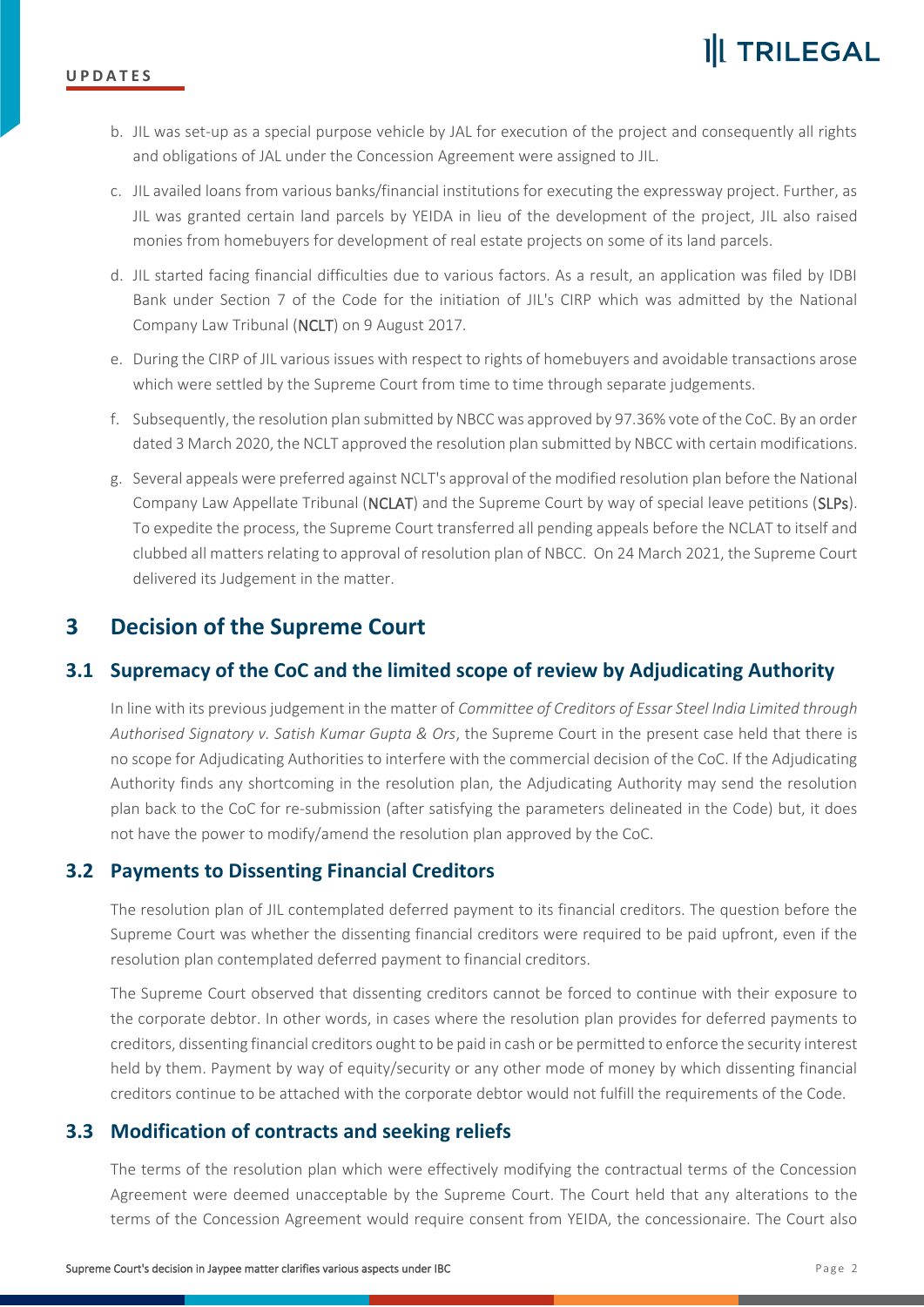b. JIL was set-up as a special purpose vehicle by JAL for execution of the project and consequently all rights and obligations of JAL under the Concession Agreement were assigned to JIL.

c. JIL availed loans from various banks/financial institutions for executing the expressway project. Further, as JIL was granted certain land parcels by YEIDA in lieu of the development of the project, JIL also raised monies from homebuyers for development of real estate projects on some of its land parcels.

d. JIL started facing financial difficulties due to various factors. As a result, an application was filed by IDBI Bank under Section 7 of the Code for the initiation of JIL's CIRP which was admitted by the National Company Law Tribunal (**NCLT**) on 9 August 2017.

e. During the CIRP of JIL various issues with respect to rights of homebuyers and avoidable transactions arose which were settled by the Supreme Court from time to time through separate judgements.

f. Subsequently, the resolution plan submitted by NBCC was approved by 97.36% vote of the CoC. By an order dated 3 March 2020, the NCLT approved the resolution plan submitted by NBCC with certain modifications.

g. Several appeals were preferred against NCLT's approval of the modified resolution plan before the National Company Law Appellate Tribunal (**NCLAT**) and the Supreme Court by way of special leave petitions (**SLPs**). To expedite the process, the Supreme Court transferred all pending appeals before the NCLAT to itself and clubbed all matters relating to approval of resolution plan of NBCC. On 24 March 2021, the Supreme Court delivered its Judgement in the matter.

## 3 Decision of the Supreme Court

### 3.1 Supremacy of the CoC and the limited scope of review by Adjudicating Authority

In line with its previous judgement in the matter of *Committee of Creditors of Essar Steel India Limited through Authorised Signatory v. Satish Kumar Gupta & Ors*, the Supreme Court in the present case held that there is no scope for Adjudicating Authorities to interfere with the commercial decision of the CoC. If the Adjudicating Authority finds any shortcoming in the resolution plan, the Adjudicating Authority may send the resolution plan back to the CoC for re-submission (after satisfying the parameters delineated in the Code) but, it does not have the power to modify/amend the resolution plan approved by the CoC.

### 3.2 Payments to Dissenting Financial Creditors

The resolution plan of JIL contemplated deferred payment to its financial creditors. The question before the Supreme Court was whether the dissenting financial creditors were required to be paid upfront, even if the resolution plan contemplated deferred payment to financial creditors.

The Supreme Court observed that dissenting creditors cannot be forced to continue with their exposure to the corporate debtor. In other words, in cases where the resolution plan provides for deferred payments to creditors, dissenting financial creditors ought to be paid in cash or be permitted to enforce the security interest held by them. Payment by way of equity/security or any other mode of money by which dissenting financial creditors continue to be attached with the corporate debtor would not fulfill the requirements of the Code.

### 3.3 Modification of contracts and seeking reliefs

The terms of the resolution plan which were effectively modifying the contractual terms of the Concession Agreement were deemed unacceptable by the Supreme Court. The Court held that any alterations to the terms of the Concession Agreement would require consent from YEIDA, the concessionaire. The Court also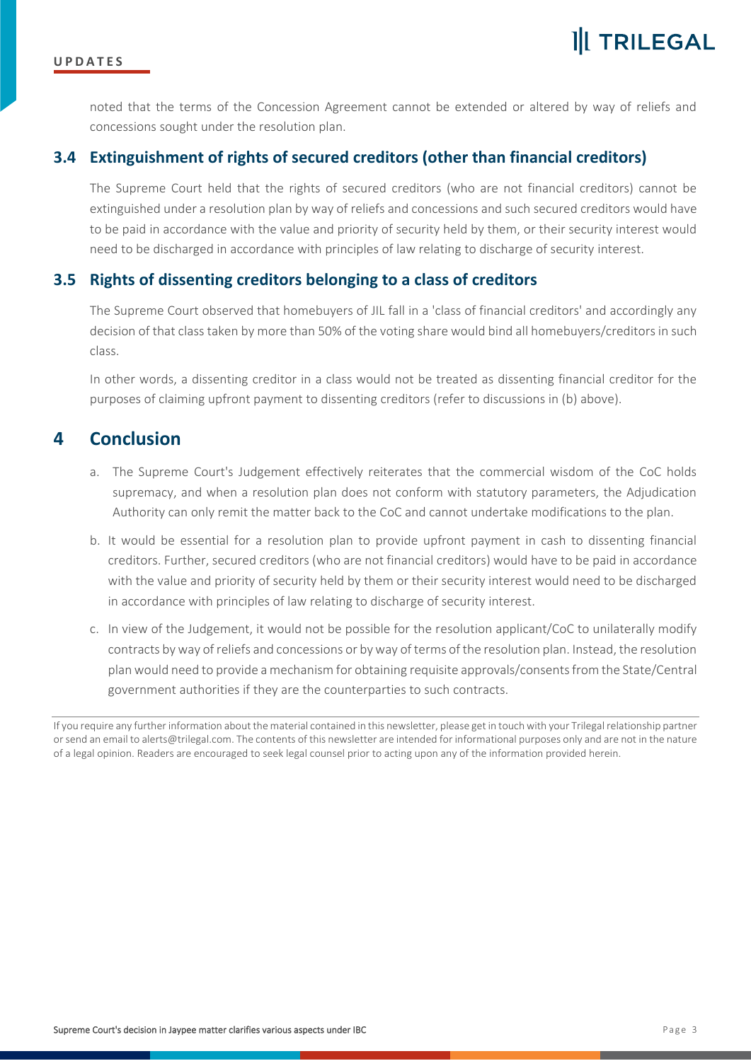noted that the terms of the Concession Agreement cannot be extended or altered by way of reliefs and concessions sought under the resolution plan.

### 3.4 Extinguishment of rights of secured creditors (other than financial creditors)

The Supreme Court held that the rights of secured creditors (who are not financial creditors) cannot be extinguished under a resolution plan by way of reliefs and concessions and such secured creditors would have to be paid in accordance with the value and priority of security held by them, or their security interest would need to be discharged in accordance with principles of law relating to discharge of security interest.

### 3.5 Rights of dissenting creditors belonging to a class of creditors

The Supreme Court observed that homebuyers of JIL fall in a 'class of financial creditors' and accordingly any decision of that class taken by more than 50% of the voting share would bind all homebuyers/creditors in such class.

In other words, a dissenting creditor in a class would not be treated as dissenting financial creditor for the purposes of claiming upfront payment to dissenting creditors (refer to discussions in (b) above).

## 4 Conclusion

a. The Supreme Court's Judgement effectively reiterates that the commercial wisdom of the CoC holds supremacy, and when a resolution plan does not conform with statutory parameters, the Adjudication Authority can only remit the matter back to the CoC and cannot undertake modifications to the plan.

b. It would be essential for a resolution plan to provide upfront payment in cash to dissenting financial creditors. Further, secured creditors (who are not financial creditors) would have to be paid in accordance with the value and priority of security held by them or their security interest would need to be discharged in accordance with principles of law relating to discharge of security interest.

c. In view of the Judgement, it would not be possible for the resolution applicant/CoC to unilaterally modify contracts by way of reliefs and concessions or by way of terms of the resolution plan. Instead, the resolution plan would need to provide a mechanism for obtaining requisite approvals/consents from the State/Central government authorities if they are the counterparties to such contracts.

---

If you require any further information about the material contained in this newsletter, please get in touch with your Trilegal relationship partner or send an email to alerts@trilegal.com. The contents of this newsletter are intended for informational purposes only and are not in the nature of a legal opinion. Readers are encouraged to seek legal counsel prior to acting upon any of the information provided herein.